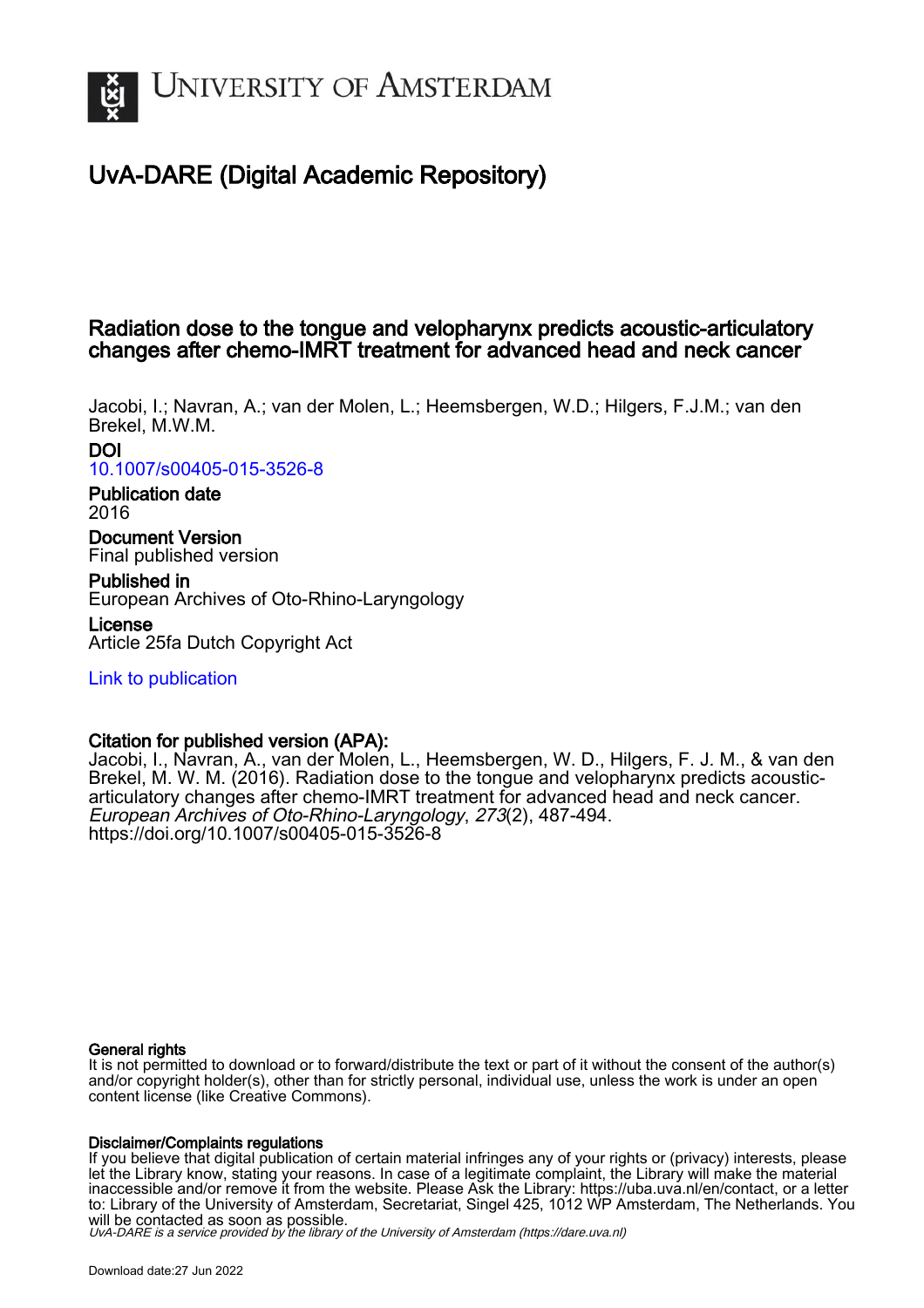# UvA-DARE (Digital Academic Repository)

## Radiation dose to the tongue and velopharynx predicts acoustic-articulatory changes after chemo-IMRT treatment for advanced head and neck cancer

Jacobi, I.; Navran, A.; van der Molen, L.; Heemsbergen, W.D.; Hilgers, F.J.M.; van den Brekel, M.W.M.

**DOI**
10.1007/s00405-015-3526-8

**Publication date**
2016

**Document Version**
Final published version

**Published in**
European Archives of Oto-Rhino-Laryngology

**License**
Article 25fa Dutch Copyright Act

Link to publication

**Citation for published version (APA):**
Jacobi, I., Navran, A., van der Molen, L., Heemsbergen, W. D., Hilgers, F. J. M., & van den Brekel, M. W. M. (2016). Radiation dose to the tongue and velopharynx predicts acoustic-articulatory changes after chemo-IMRT treatment for advanced head and neck cancer. *European Archives of Oto-Rhino-Laryngology*, *273*(2), 487-494. https://doi.org/10.1007/s00405-015-3526-8

**General rights**
It is not permitted to download or to forward/distribute the text or part of it without the consent of the author(s) and/or copyright holder(s), other than for strictly personal, individual use, unless the work is under an open content license (like Creative Commons).

**Disclaimer/Complaints regulations**
If you believe that digital publication of certain material infringes any of your rights or (privacy) interests, please let the Library know, stating your reasons. In case of a legitimate complaint, the Library will make the material inaccessible and/or remove it from the website. Please Ask the Library: https://uba.uva.nl/en/contact, or a letter to: Library of the University of Amsterdam, Secretariat, Singel 425, 1012 WP Amsterdam, The Netherlands. You will be contacted as soon as possible.

*UvA-DARE is a service provided by the library of the University of Amsterdam (https://dare.uva.nl)*

Download date:27 Jun 2022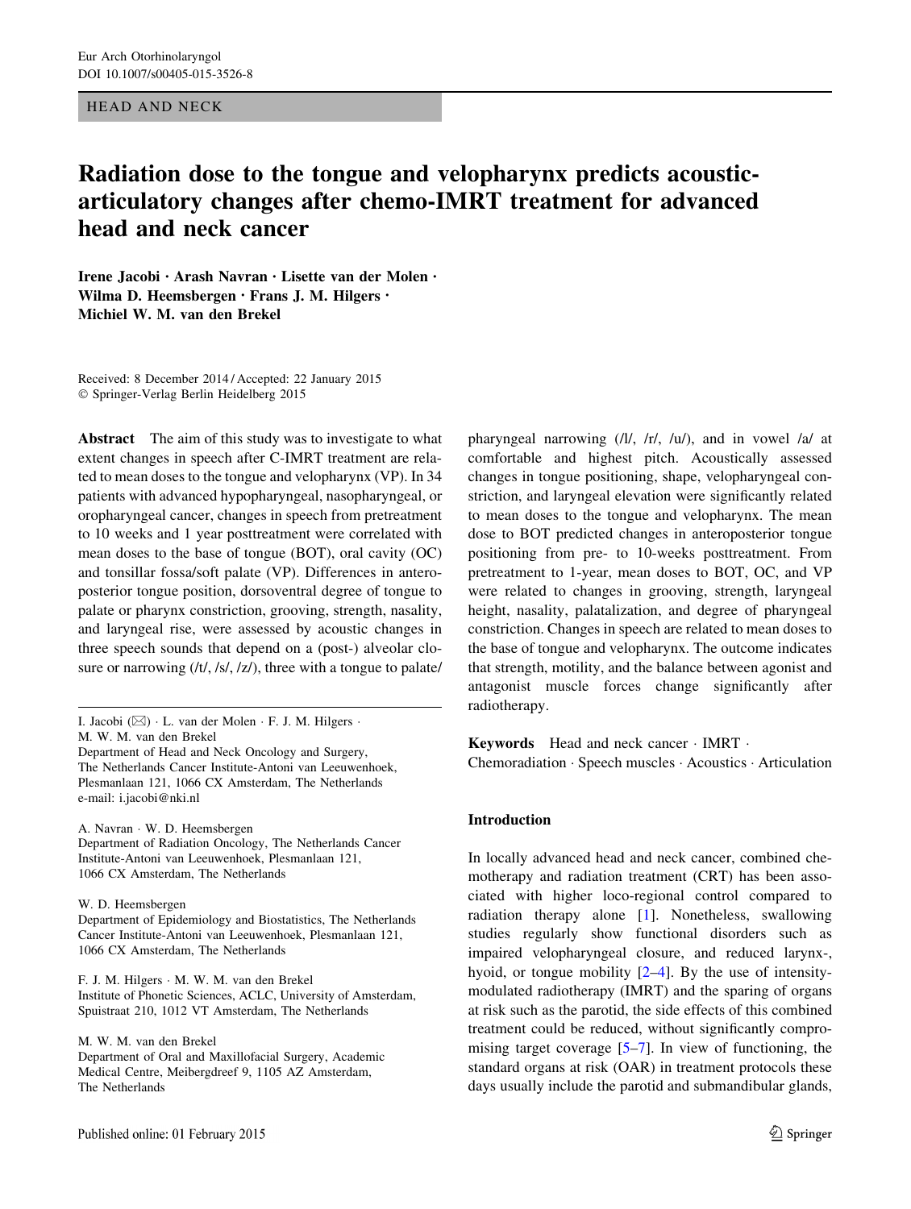# Radiation dose to the tongue and velopharynx predicts acoustic-articulatory changes after chemo-IMRT treatment for advanced head and neck cancer

**Irene Jacobi · Arash Navran · Lisette van der Molen · Wilma D. Heemsbergen · Frans J. M. Hilgers · Michiel W. M. van den Brekel**

Received: 8 December 2014 / Accepted: 22 January 2015
© Springer-Verlag Berlin Heidelberg 2015

**Abstract** The aim of this study was to investigate to what extent changes in speech after C-IMRT treatment are related to mean doses to the tongue and velopharynx (VP). In 34 patients with advanced hypopharyngeal, nasopharyngeal, or oropharyngeal cancer, changes in speech from pretreatment to 10 weeks and 1 year posttreatment were correlated with mean doses to the base of tongue (BOT), oral cavity (OC) and tonsillar fossa/soft palate (VP). Differences in anteroposterior tongue position, dorsoventral degree of tongue to palate or pharynx constriction, grooving, strength, nasality, and laryngeal rise, were assessed by acoustic changes in three speech sounds that depend on a (post-) alveolar closure or narrowing (/t/, /s/, /z/), three with a tongue to palate/pharyngeal narrowing (/l/, /r/, /u/), and in vowel /a/ at comfortable and highest pitch. Acoustically assessed changes in tongue positioning, shape, velopharyngeal constriction, and laryngeal elevation were significantly related to mean doses to the tongue and velopharynx. The mean dose to BOT predicted changes in anteroposterior tongue positioning from pre- to 10-weeks posttreatment. From pretreatment to 1-year, mean doses to BOT, OC, and VP were related to changes in grooving, strength, laryngeal height, nasality, palatalization, and degree of pharyngeal constriction. Changes in speech are related to mean doses to the base of tongue and velopharynx. The outcome indicates that strength, motility, and the balance between agonist and antagonist muscle forces change significantly after radiotherapy.

**Keywords** Head and neck cancer · IMRT · Chemoradiation · Speech muscles · Acoustics · Articulation

I. Jacobi (✉) · L. van der Molen · F. J. M. Hilgers · M. W. M. van den Brekel
Department of Head and Neck Oncology and Surgery, The Netherlands Cancer Institute-Antoni van Leeuwenhoek, Plesmanlaan 121, 1066 CX Amsterdam, The Netherlands
e-mail: i.jacobi@nki.nl

A. Navran · W. D. Heemsbergen
Department of Radiation Oncology, The Netherlands Cancer Institute-Antoni van Leeuwenhoek, Plesmanlaan 121, 1066 CX Amsterdam, The Netherlands

W. D. Heemsbergen
Department of Epidemiology and Biostatistics, The Netherlands Cancer Institute-Antoni van Leeuwenhoek, Plesmanlaan 121, 1066 CX Amsterdam, The Netherlands

F. J. M. Hilgers · M. W. M. van den Brekel
Institute of Phonetic Sciences, ACLC, University of Amsterdam, Spuistraat 210, 1012 VT Amsterdam, The Netherlands

M. W. M. van den Brekel
Department of Oral and Maxillofacial Surgery, Academic Medical Centre, Meibergdreef 9, 1105 AZ Amsterdam, The Netherlands

## Introduction

In locally advanced head and neck cancer, combined chemotherapy and radiation treatment (CRT) has been associated with higher loco-regional control compared to radiation therapy alone [1]. Nonetheless, swallowing studies regularly show functional disorders such as impaired velopharyngeal closure, and reduced larynx-, hyoid, or tongue mobility [2–4]. By the use of intensity-modulated radiotherapy (IMRT) and the sparing of organs at risk such as the parotid, the side effects of this combined treatment could be reduced, without significantly compromising target coverage [5–7]. In view of functioning, the standard organs at risk (OAR) in treatment protocols these days usually include the parotid and submandibular glands,

Published online: 01 February 2015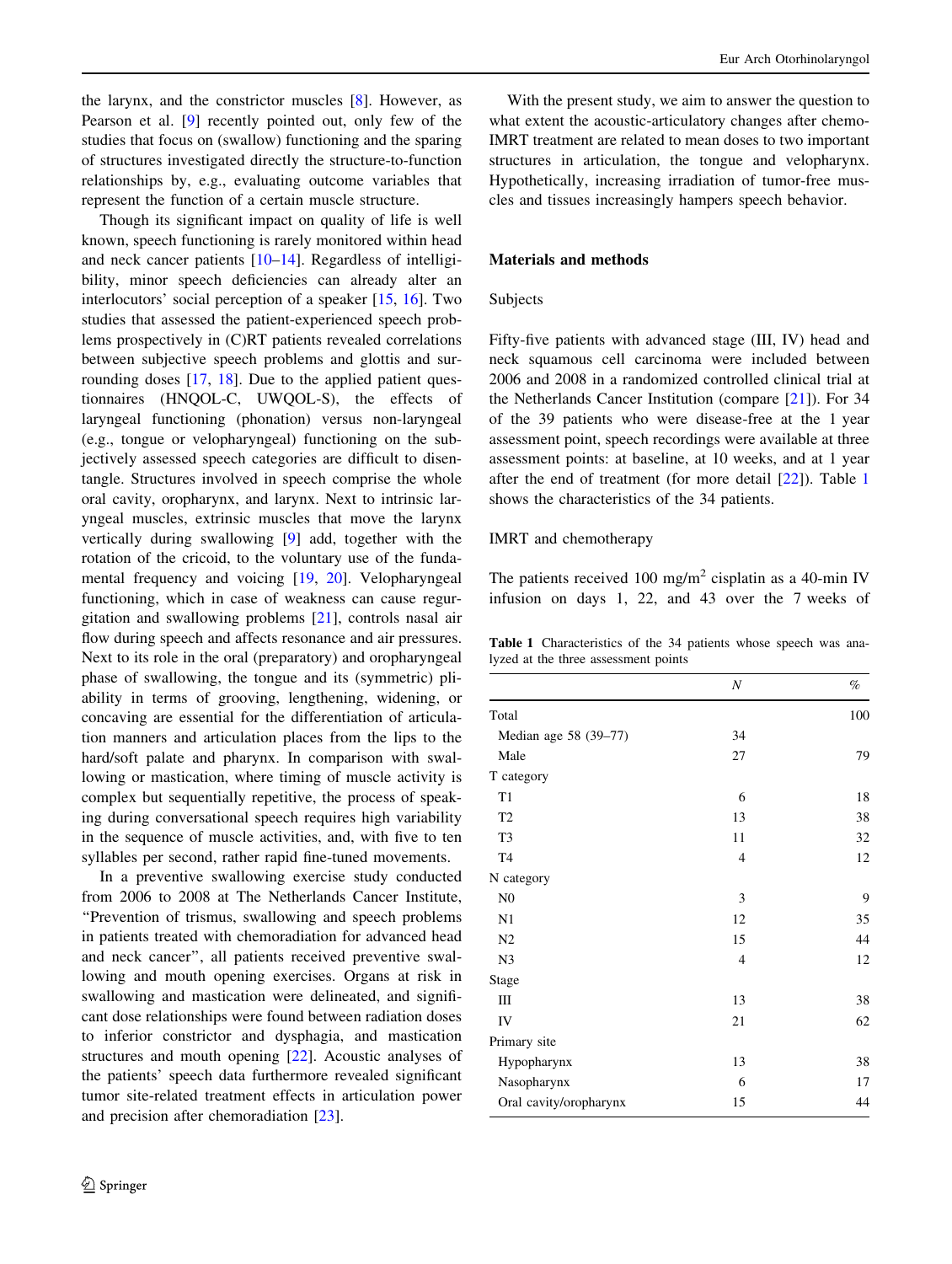the larynx, and the constrictor muscles [8]. However, as Pearson et al. [9] recently pointed out, only few of the studies that focus on (swallow) functioning and the sparing of structures investigated directly the structure-to-function relationships by, e.g., evaluating outcome variables that represent the function of a certain muscle structure.

Though its significant impact on quality of life is well known, speech functioning is rarely monitored within head and neck cancer patients [10–14]. Regardless of intelligibility, minor speech deficiencies can already alter an interlocutors' social perception of a speaker [15, 16]. Two studies that assessed the patient-experienced speech problems prospectively in (C)RT patients revealed correlations between subjective speech problems and glottis and surrounding doses [17, 18]. Due to the applied patient questionnaires (HNQOL-C, UWQOL-S), the effects of laryngeal functioning (phonation) versus non-laryngeal (e.g., tongue or velopharyngeal) functioning on the subjectively assessed speech categories are difficult to disentangle. Structures involved in speech comprise the whole oral cavity, oropharynx, and larynx. Next to intrinsic laryngeal muscles, extrinsic muscles that move the larynx vertically during swallowing [9] add, together with the rotation of the cricoid, to the voluntary use of the fundamental frequency and voicing [19, 20]. Velopharyngeal functioning, which in case of weakness can cause regurgitation and swallowing problems [21], controls nasal air flow during speech and affects resonance and air pressures. Next to its role in the oral (preparatory) and oropharyngeal phase of swallowing, the tongue and its (symmetric) pliability in terms of grooving, lengthening, widening, or concaving are essential for the differentiation of articulation manners and articulation places from the lips to the hard/soft palate and pharynx. In comparison with swallowing or mastication, where timing of muscle activity is complex but sequentially repetitive, the process of speaking during conversational speech requires high variability in the sequence of muscle activities, and, with five to ten syllables per second, rather rapid fine-tuned movements.

In a preventive swallowing exercise study conducted from 2006 to 2008 at The Netherlands Cancer Institute, "Prevention of trismus, swallowing and speech problems in patients treated with chemoradiation for advanced head and neck cancer", all patients received preventive swallowing and mouth opening exercises. Organs at risk in swallowing and mastication were delineated, and significant dose relationships were found between radiation doses to inferior constrictor and dysphagia, and mastication structures and mouth opening [22]. Acoustic analyses of the patients' speech data furthermore revealed significant tumor site-related treatment effects in articulation power and precision after chemoradiation [23].

With the present study, we aim to answer the question to what extent the acoustic-articulatory changes after chemo-IMRT treatment are related to mean doses to two important structures in articulation, the tongue and velopharynx. Hypothetically, increasing irradiation of tumor-free muscles and tissues increasingly hampers speech behavior.

## Materials and methods

### Subjects

Fifty-five patients with advanced stage (III, IV) head and neck squamous cell carcinoma were included between 2006 and 2008 in a randomized controlled clinical trial at the Netherlands Cancer Institution (compare [21]). For 34 of the 39 patients who were disease-free at the 1 year assessment point, speech recordings were available at three assessment points: at baseline, at 10 weeks, and at 1 year after the end of treatment (for more detail [22]). Table 1 shows the characteristics of the 34 patients.

### IMRT and chemotherapy

The patients received 100 mg/m$^2$ cisplatin as a 40-min IV infusion on days 1, 22, and 43 over the 7 weeks of

**Table 1** Characteristics of the 34 patients whose speech was analyzed at the three assessment points

| | N | % |
|---|---|---|
| Total | | 100 |
| Median age 58 (39–77) | 34 | |
| Male | 27 | 79 |
| T category | | |
| T1 | 6 | 18 |
| T2 | 13 | 38 |
| T3 | 11 | 32 |
| T4 | 4 | 12 |
| N category | | |
| N0 | 3 | 9 |
| N1 | 12 | 35 |
| N2 | 15 | 44 |
| N3 | 4 | 12 |
| Stage | | |
| III | 13 | 38 |
| IV | 21 | 62 |
| Primary site | | |
| Hypopharynx | 13 | 38 |
| Nasopharynx | 6 | 17 |
| Oral cavity/oropharynx | 15 | 44 |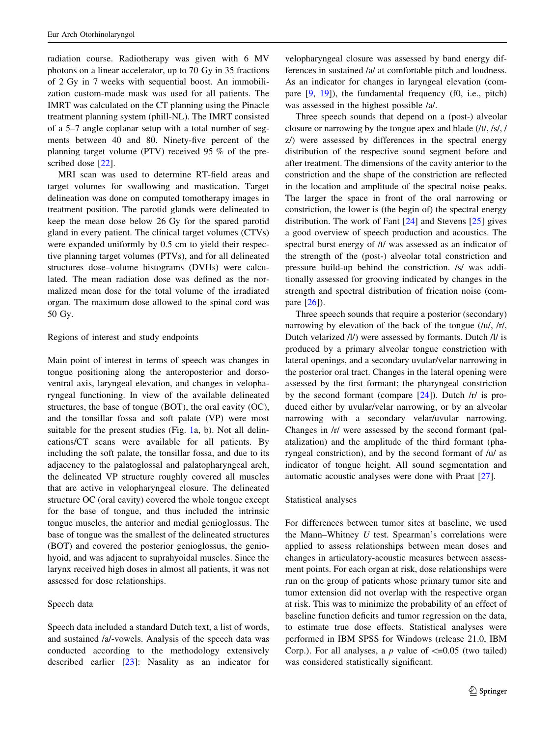radiation course. Radiotherapy was given with 6 MV photons on a linear accelerator, up to 70 Gy in 35 fractions of 2 Gy in 7 weeks with sequential boost. An immobilization custom-made mask was used for all patients. The IMRT was calculated on the CT planning using the Pinacle treatment planning system (phill-NL). The IMRT consisted of a 5–7 angle coplanar setup with a total number of segments between 40 and 80. Ninety-five percent of the planning target volume (PTV) received 95 % of the prescribed dose [22].

MRI scan was used to determine RT-field areas and target volumes for swallowing and mastication. Target delineation was done on computed tomotherapy images in treatment position. The parotid glands were delineated to keep the mean dose below 26 Gy for the spared parotid gland in every patient. The clinical target volumes (CTVs) were expanded uniformly by 0.5 cm to yield their respective planning target volumes (PTVs), and for all delineated structures dose–volume histograms (DVHs) were calculated. The mean radiation dose was defined as the normalized mean dose for the total volume of the irradiated organ. The maximum dose allowed to the spinal cord was 50 Gy.

### Regions of interest and study endpoints

Main point of interest in terms of speech was changes in tongue positioning along the anteroposterior and dorsoventral axis, laryngeal elevation, and changes in velopharyngeal functioning. In view of the available delineated structures, the base of tongue (BOT), the oral cavity (OC), and the tonsillar fossa and soft palate (VP) were most suitable for the present studies (Fig. 1a, b). Not all delineations/CT scans were available for all patients. By including the soft palate, the tonsillar fossa, and due to its adjacency to the palatoglossal and palatopharyngeal arch, the delineated VP structure roughly covered all muscles that are active in velopharyngeal closure. The delineated structure OC (oral cavity) covered the whole tongue except for the base of tongue, and thus included the intrinsic tongue muscles, the anterior and medial genioglossus. The base of tongue was the smallest of the delineated structures (BOT) and covered the posterior genioglossus, the geniohyoid, and was adjacent to suprahyoidal muscles. Since the larynx received high doses in almost all patients, it was not assessed for dose relationships.

### Speech data

Speech data included a standard Dutch text, a list of words, and sustained /a/-vowels. Analysis of the speech data was conducted according to the methodology extensively described earlier [23]: Nasality as an indicator for velopharyngeal closure was assessed by band energy differences in sustained /a/ at comfortable pitch and loudness. As an indicator for changes in laryngeal elevation (compare [9, 19]), the fundamental frequency (f0, i.e., pitch) was assessed in the highest possible /a/.

Three speech sounds that depend on a (post-) alveolar closure or narrowing by the tongue apex and blade (/t/, /s/, /z/) were assessed by differences in the spectral energy distribution of the respective sound segment before and after treatment. The dimensions of the cavity anterior to the constriction and the shape of the constriction are reflected in the location and amplitude of the spectral noise peaks. The larger the space in front of the oral narrowing or constriction, the lower is (the begin of) the spectral energy distribution. The work of Fant [24] and Stevens [25] gives a good overview of speech production and acoustics. The spectral burst energy of /t/ was assessed as an indicator of the strength of the (post-) alveolar total constriction and pressure build-up behind the constriction. /s/ was additionally assessed for grooving indicated by changes in the strength and spectral distribution of frication noise (compare [26]).

Three speech sounds that require a posterior (secondary) narrowing by elevation of the back of the tongue (/u/, /r/, Dutch velarized /l/) were assessed by formants. Dutch /l/ is produced by a primary alveolar tongue constriction with lateral openings, and a secondary uvular/velar narrowing in the posterior oral tract. Changes in the lateral opening were assessed by the first formant; the pharyngeal constriction by the second formant (compare [24]). Dutch /r/ is produced either by uvular/velar narrowing, or by an alveolar narrowing with a secondary velar/uvular narrowing. Changes in /r/ were assessed by the second formant (palatalization) and the amplitude of the third formant (pharyngeal constriction), and by the second formant of /u/ as indicator of tongue height. All sound segmentation and automatic acoustic analyses were done with Praat [27].

### Statistical analyses

For differences between tumor sites at baseline, we used the Mann–Whitney $U$ test. Spearman's correlations were applied to assess relationships between mean doses and changes in articulatory-acoustic measures between assessment points. For each organ at risk, dose relationships were run on the group of patients whose primary tumor site and tumor extension did not overlap with the respective organ at risk. This was to minimize the probability of an effect of baseline function deficits and tumor regression on the data, to estimate true dose effects. Statistical analyses were performed in IBM SPSS for Windows (release 21.0, IBM Corp.). For all analyses, a $p$ value of $<=0.05$ (two tailed) was considered statistically significant.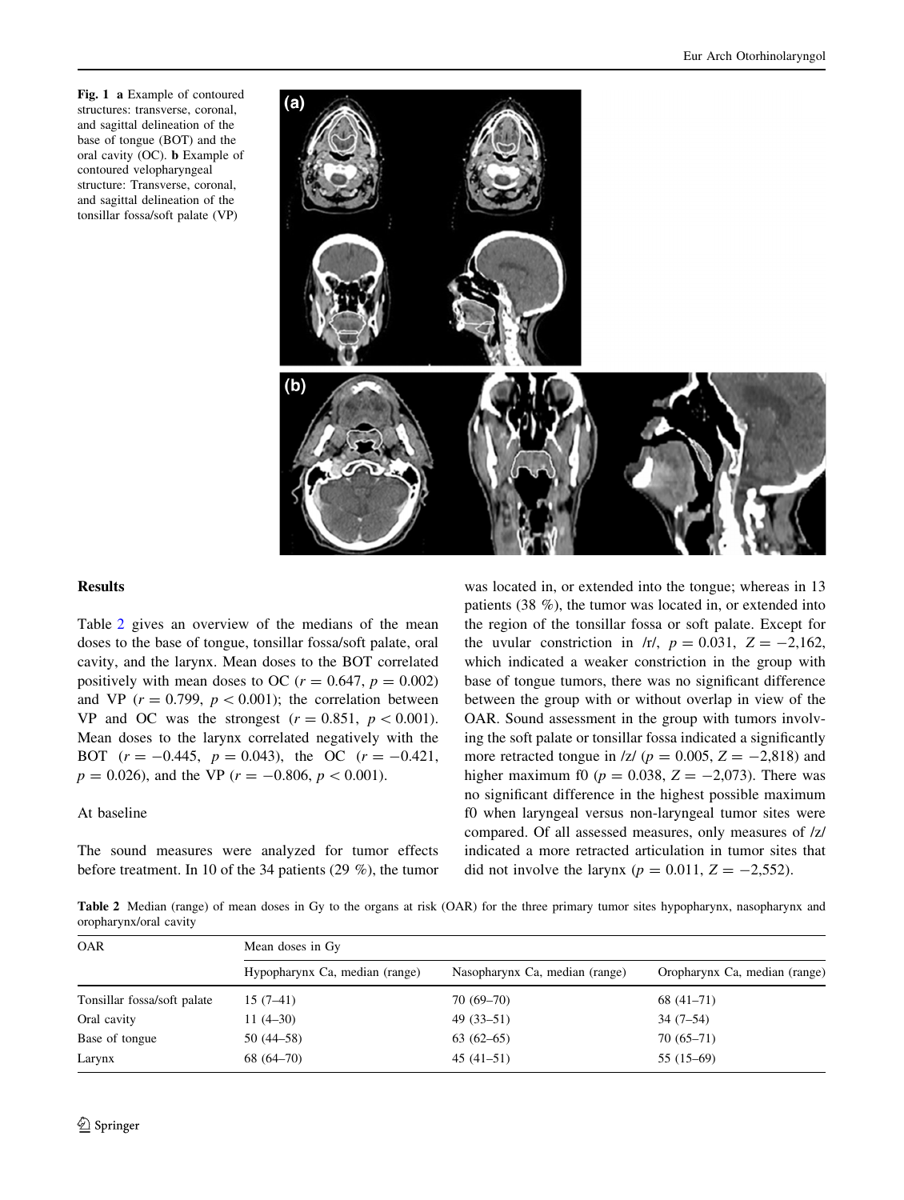**Fig. 1** **a** Example of contoured structures: transverse, coronal, and sagittal delineation of the base of tongue (BOT) and the oral cavity (OC). **b** Example of contoured velopharyngeal structure: Transverse, coronal, and sagittal delineation of the tonsillar fossa/soft palate (VP)

## Results

Table 2 gives an overview of the medians of the mean doses to the base of tongue, tonsillar fossa/soft palate, oral cavity, and the larynx. Mean doses to the BOT correlated positively with mean doses to OC ($r = 0.647$, $p = 0.002$) and VP ($r = 0.799$, $p < 0.001$); the correlation between VP and OC was the strongest ($r = 0.851$, $p < 0.001$). Mean doses to the larynx correlated negatively with the BOT ($r = -0.445$, $p = 0.043$), the OC ($r = -0.421$, $p = 0.026$), and the VP ($r = -0.806$, $p < 0.001$).

### At baseline

The sound measures were analyzed for tumor effects before treatment. In 10 of the 34 patients (29 %), the tumor was located in, or extended into the tongue; whereas in 13 patients (38 %), the tumor was located in, or extended into the region of the tonsillar fossa or soft palate. Except for the uvular constriction in /r/, $p = 0.031$, $Z = -2{,}162$, which indicated a weaker constriction in the group with base of tongue tumors, there was no significant difference between the group with or without overlap in view of the OAR. Sound assessment in the group with tumors involving the soft palate or tonsillar fossa indicated a significantly more retracted tongue in /z/ ($p = 0.005$, $Z = -2{,}818$) and higher maximum f0 ($p = 0.038$, $Z = -2{,}073$). There was no significant difference in the highest possible maximum f0 when laryngeal versus non-laryngeal tumor sites were compared. Of all assessed measures, only measures of /z/ indicated a more retracted articulation in tumor sites that did not involve the larynx ($p = 0.011$, $Z = -2{,}552$).

**Table 2** Median (range) of mean doses in Gy to the organs at risk (OAR) for the three primary tumor sites hypopharynx, nasopharynx and oropharynx/oral cavity

| OAR | Mean doses in Gy | | |
|---|---|---|---|
| | Hypopharynx Ca, median (range) | Nasopharynx Ca, median (range) | Oropharynx Ca, median (range) |
| Tonsillar fossa/soft palate | 15 (7–41) | 70 (69–70) | 68 (41–71) |
| Oral cavity | 11 (4–30) | 49 (33–51) | 34 (7–54) |
| Base of tongue | 50 (44–58) | 63 (62–65) | 70 (65–71) |
| Larynx | 68 (64–70) | 45 (41–51) | 55 (15–69) |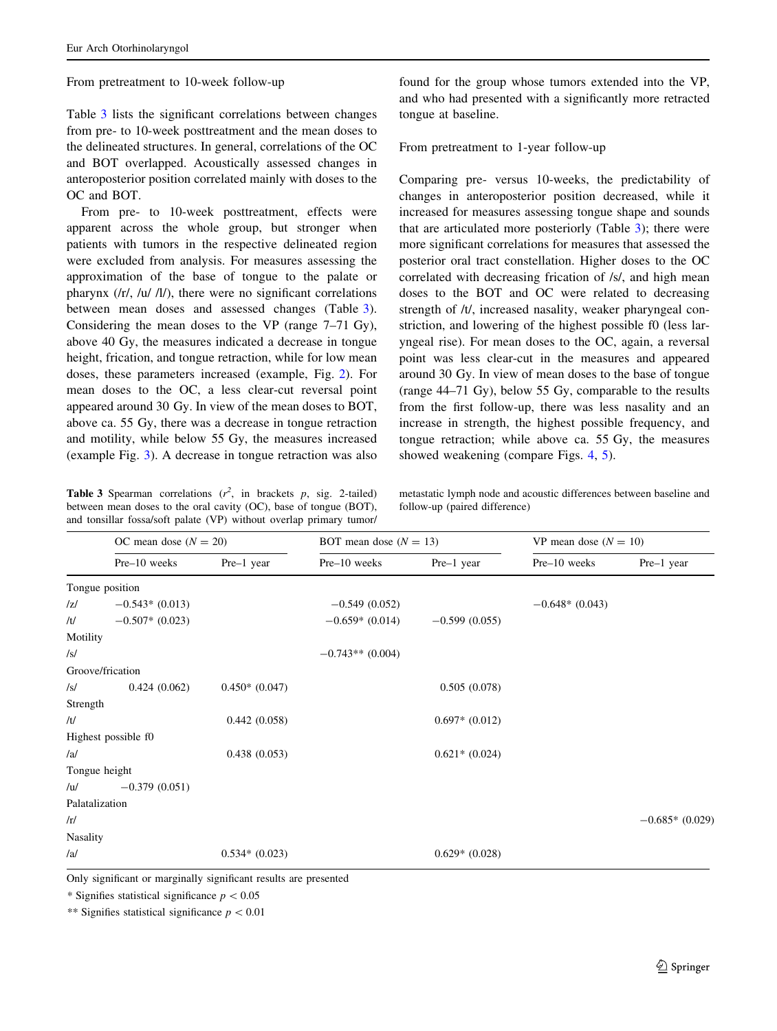From pretreatment to 10-week follow-up

Table 3 lists the significant correlations between changes from pre- to 10-week posttreatment and the mean doses to the delineated structures. In general, correlations of the OC and BOT overlapped. Acoustically assessed changes in anteroposterior position correlated mainly with doses to the OC and BOT.

From pre- to 10-week posttreatment, effects were apparent across the whole group, but stronger when patients with tumors in the respective delineated region were excluded from analysis. For measures assessing the approximation of the base of tongue to the palate or pharynx (/r/, /u/ /l/), there were no significant correlations between mean doses and assessed changes (Table 3). Considering the mean doses to the VP (range 7–71 Gy), above 40 Gy, the measures indicated a decrease in tongue height, frication, and tongue retraction, while for low mean doses, these parameters increased (example, Fig. 2). For mean doses to the OC, a less clear-cut reversal point appeared around 30 Gy. In view of the mean doses to BOT, above ca. 55 Gy, there was a decrease in tongue retraction and motility, while below 55 Gy, the measures increased (example Fig. 3). A decrease in tongue retraction was also found for the group whose tumors extended into the VP, and who had presented with a significantly more retracted tongue at baseline.

From pretreatment to 1-year follow-up

Comparing pre- versus 10-weeks, the predictability of changes in anteroposterior position decreased, while it increased for measures assessing tongue shape and sounds that are articulated more posteriorly (Table 3); there were more significant correlations for measures that assessed the posterior oral tract constellation. Higher doses to the OC correlated with decreasing frication of /s/, and high mean doses to the BOT and OC were related to decreasing strength of /t/, increased nasality, weaker pharyngeal constriction, and lowering of the highest possible f0 (less laryngeal rise). For mean doses to the OC, again, a reversal point was less clear-cut in the measures and appeared around 30 Gy. In view of mean doses to the base of tongue (range 44–71 Gy), below 55 Gy, comparable to the results from the first follow-up, there was less nasality and an increase in strength, the highest possible frequency, and tongue retraction; while above ca. 55 Gy, the measures showed weakening (compare Figs. 4, 5).

**Table 3** Spearman correlations ($r^2$, in brackets $p$, sig. 2-tailed) between mean doses to the oral cavity (OC), base of tongue (BOT), and tonsillar fossa/soft palate (VP) without overlap primary tumor/metastatic lymph node and acoustic differences between baseline and follow-up (paired difference)

| | OC mean dose ($N = 20$) | | BOT mean dose ($N = 13$) | | VP mean dose ($N = 10$) | |
|---|---|---|---|---|---|---|
| | Pre–10 weeks | Pre–1 year | Pre–10 weeks | Pre–1 year | Pre–10 weeks | Pre–1 year |
| Tongue position | | | | | | |
| /z/ | −0.543* (0.013) | | −0.549 (0.052) | | −0.648* (0.043) | |
| /t/ | −0.507* (0.023) | | −0.659* (0.014) | −0.599 (0.055) | | |
| Motility | | | | | | |
| /s/ | | | −0.743** (0.004) | | | |
| Groove/frication | | | | | | |
| /s/ | 0.424 (0.062) | 0.450* (0.047) | | 0.505 (0.078) | | |
| Strength | | | | | | |
| /t/ | | 0.442 (0.058) | | 0.697* (0.012) | | |
| Highest possible f0 | | | | | | |
| /a/ | | 0.438 (0.053) | | 0.621* (0.024) | | |
| Tongue height | | | | | | |
| /u/ | −0.379 (0.051) | | | | | |
| Palatalization | | | | | | |
| /r/ | | | | | | −0.685* (0.029) |
| Nasality | | | | | | |
| /a/ | | 0.534* (0.023) | | 0.629* (0.028) | | |

Only significant or marginally significant results are presented

\* Signifies statistical significance $p < 0.05$

\*\* Signifies statistical significance $p < 0.01$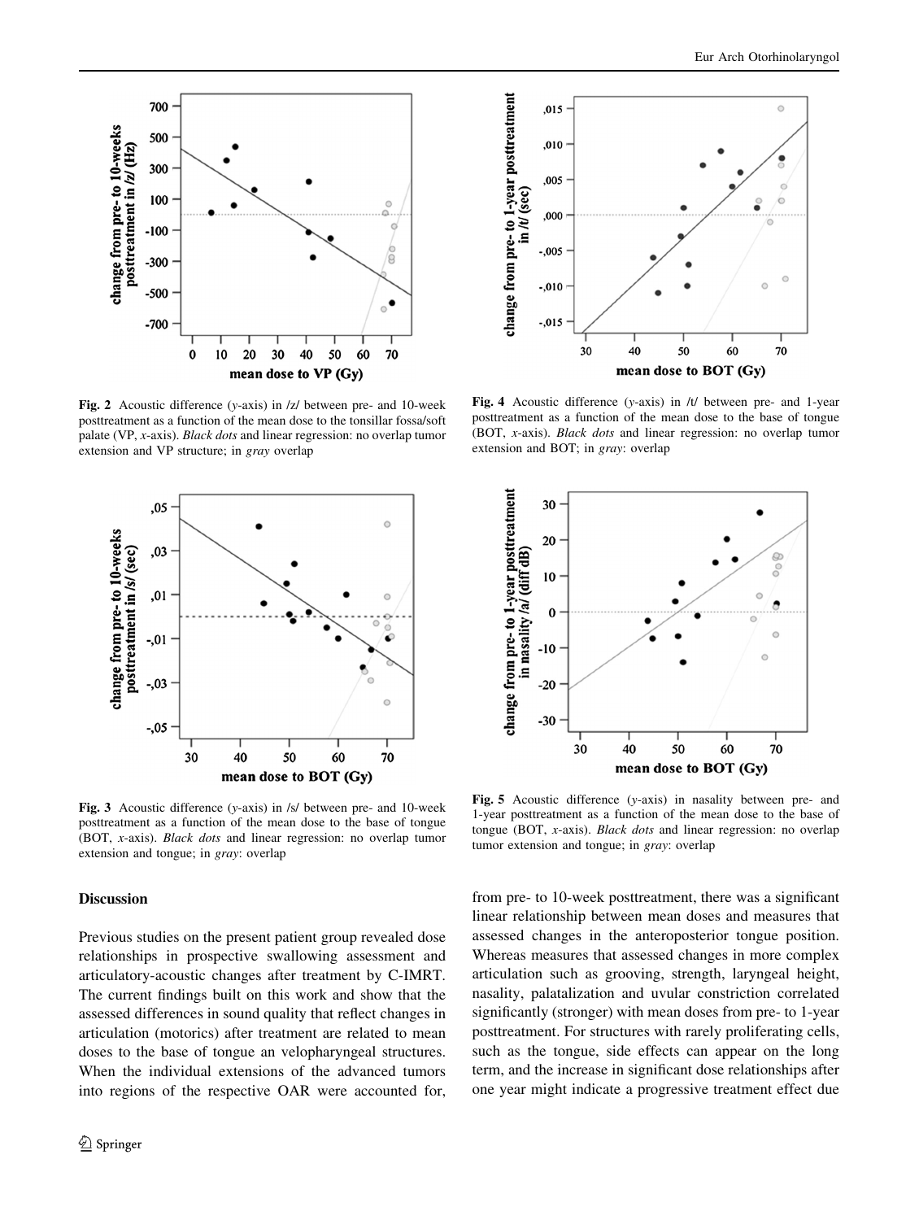Fig. 2 Acoustic difference (*y*-axis) in /z/ between pre- and 10-week posttreatment as a function of the mean dose to the tonsillar fossa/soft palate (VP, *x*-axis). *Black dots* and linear regression: no overlap tumor extension and VP structure; in *gray* overlap

Fig. 4 Acoustic difference (*y*-axis) in /t/ between pre- and 1-year posttreatment as a function of the mean dose to the base of tongue (BOT, *x*-axis). *Black dots* and linear regression: no overlap tumor extension and BOT; in *gray*: overlap

Fig. 3 Acoustic difference (*y*-axis) in /s/ between pre- and 10-week posttreatment as a function of the mean dose to the base of tongue (BOT, *x*-axis). *Black dots* and linear regression: no overlap tumor extension and tongue; in *gray*: overlap

Fig. 5 Acoustic difference (*y*-axis) in nasality between pre- and 1-year posttreatment as a function of the mean dose to the base of tongue (BOT, *x*-axis). *Black dots* and linear regression: no overlap tumor extension and tongue; in *gray*: overlap

## Discussion

Previous studies on the present patient group revealed dose relationships in prospective swallowing assessment and articulatory-acoustic changes after treatment by C-IMRT. The current findings built on this work and show that the assessed differences in sound quality that reflect changes in articulation (motorics) after treatment are related to mean doses to the base of tongue an velopharyngeal structures. When the individual extensions of the advanced tumors into regions of the respective OAR were accounted for, from pre- to 10-week posttreatment, there was a significant linear relationship between mean doses and measures that assessed changes in the anteroposterior tongue position. Whereas measures that assessed changes in more complex articulation such as grooving, strength, laryngeal height, nasality, palatalization and uvular constriction correlated significantly (stronger) with mean doses from pre- to 1-year posttreatment. For structures with rarely proliferating cells, such as the tongue, side effects can appear on the long term, and the increase in significant dose relationships after one year might indicate a progressive treatment effect due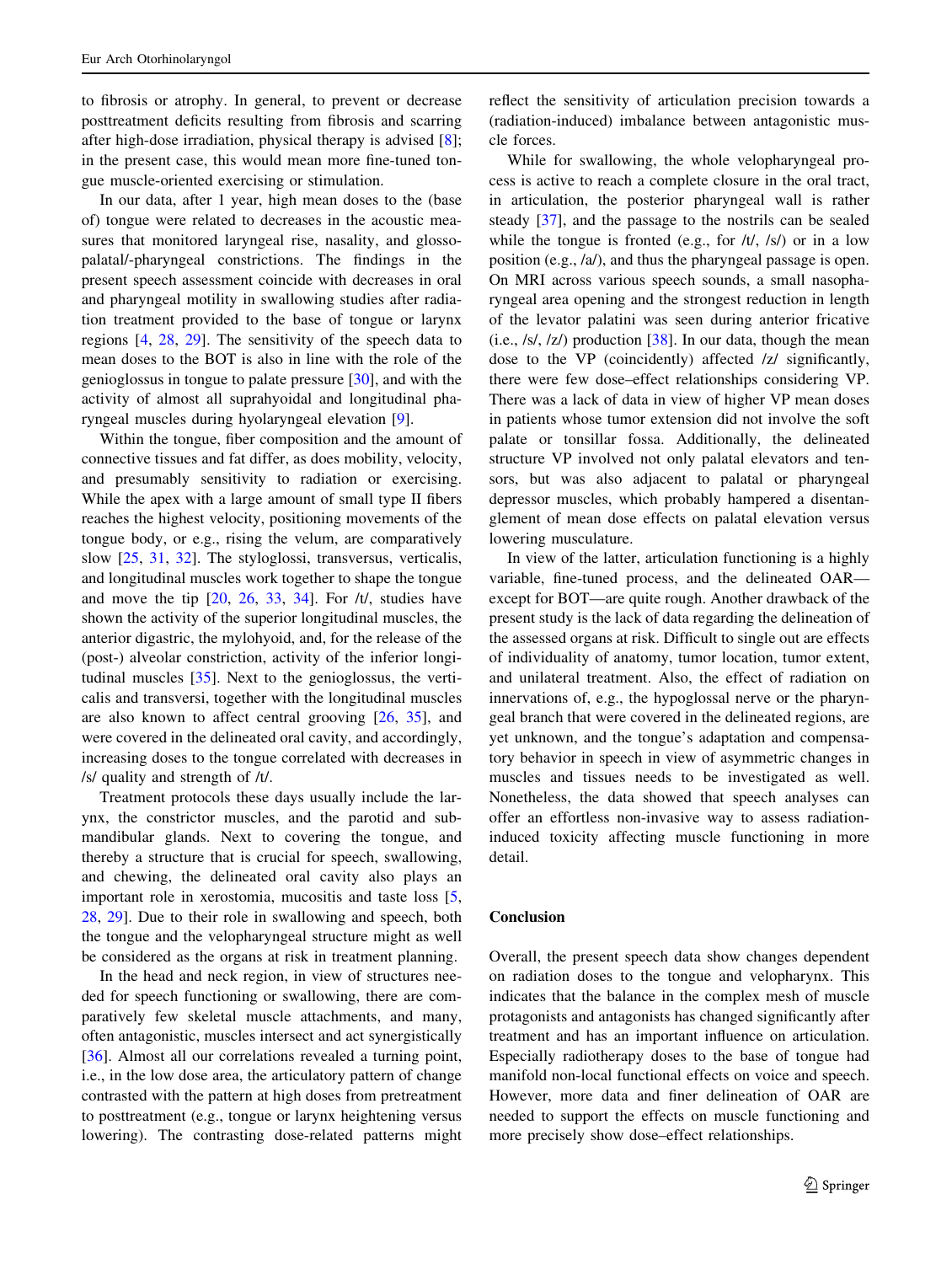to fibrosis or atrophy. In general, to prevent or decrease posttreatment deficits resulting from fibrosis and scarring after high-dose irradiation, physical therapy is advised [8]; in the present case, this would mean more fine-tuned tongue muscle-oriented exercising or stimulation.

In our data, after 1 year, high mean doses to the (base of) tongue were related to decreases in the acoustic measures that monitored laryngeal rise, nasality, and glossopalatal/-pharyngeal constrictions. The findings in the present speech assessment coincide with decreases in oral and pharyngeal motility in swallowing studies after radiation treatment provided to the base of tongue or larynx regions [4, 28, 29]. The sensitivity of the speech data to mean doses to the BOT is also in line with the role of the genioglossus in tongue to palate pressure [30], and with the activity of almost all suprahyoidal and longitudinal pharyngeal muscles during hyolaryngeal elevation [9].

Within the tongue, fiber composition and the amount of connective tissues and fat differ, as does mobility, velocity, and presumably sensitivity to radiation or exercising. While the apex with a large amount of small type II fibers reaches the highest velocity, positioning movements of the tongue body, or e.g., rising the velum, are comparatively slow [25, 31, 32]. The styloglossi, transversus, verticalis, and longitudinal muscles work together to shape the tongue and move the tip [20, 26, 33, 34]. For /t/, studies have shown the activity of the superior longitudinal muscles, the anterior digastric, the mylohoyid, and, for the release of the (post-) alveolar constriction, activity of the inferior longitudinal muscles [35]. Next to the genioglossus, the verticalis and transversi, together with the longitudinal muscles are also known to affect central grooving [26, 35], and were covered in the delineated oral cavity, and accordingly, increasing doses to the tongue correlated with decreases in /s/ quality and strength of /t/.

Treatment protocols these days usually include the larynx, the constrictor muscles, and the parotid and submandibular glands. Next to covering the tongue, and thereby a structure that is crucial for speech, swallowing, and chewing, the delineated oral cavity also plays an important role in xerostomia, mucositis and taste loss [5, 28, 29]. Due to their role in swallowing and speech, both the tongue and the velopharyngeal structure might as well be considered as the organs at risk in treatment planning.

In the head and neck region, in view of structures needed for speech functioning or swallowing, there are comparatively few skeletal muscle attachments, and many, often antagonistic, muscles intersect and act synergistically [36]. Almost all our correlations revealed a turning point, i.e., in the low dose area, the articulatory pattern of change contrasted with the pattern at high doses from pretreatment to posttreatment (e.g., tongue or larynx heightening versus lowering). The contrasting dose-related patterns might reflect the sensitivity of articulation precision towards a (radiation-induced) imbalance between antagonistic muscle forces.

While for swallowing, the whole velopharyngeal process is active to reach a complete closure in the oral tract, in articulation, the posterior pharyngeal wall is rather steady [37], and the passage to the nostrils can be sealed while the tongue is fronted (e.g., for /t/, /s/) or in a low position (e.g., /a/), and thus the pharyngeal passage is open. On MRI across various speech sounds, a small nasopharyngeal area opening and the strongest reduction in length of the levator palatini was seen during anterior fricative (i.e., /s/, /z/) production [38]. In our data, though the mean dose to the VP (coincidently) affected /z/ significantly, there were few dose–effect relationships considering VP. There was a lack of data in view of higher VP mean doses in patients whose tumor extension did not involve the soft palate or tonsillar fossa. Additionally, the delineated structure VP involved not only palatal elevators and tensors, but was also adjacent to palatal or pharyngeal depressor muscles, which probably hampered a disentanglement of mean dose effects on palatal elevation versus lowering musculature.

In view of the latter, articulation functioning is a highly variable, fine-tuned process, and the delineated OAR—except for BOT—are quite rough. Another drawback of the present study is the lack of data regarding the delineation of the assessed organs at risk. Difficult to single out are effects of individuality of anatomy, tumor location, tumor extent, and unilateral treatment. Also, the effect of radiation on innervations of, e.g., the hypoglossal nerve or the pharyngeal branch that were covered in the delineated regions, are yet unknown, and the tongue's adaptation and compensatory behavior in speech in view of asymmetric changes in muscles and tissues needs to be investigated as well. Nonetheless, the data showed that speech analyses can offer an effortless non-invasive way to assess radiation-induced toxicity affecting muscle functioning in more detail.

## Conclusion

Overall, the present speech data show changes dependent on radiation doses to the tongue and velopharynx. This indicates that the balance in the complex mesh of muscle protagonists and antagonists has changed significantly after treatment and has an important influence on articulation. Especially radiotherapy doses to the base of tongue had manifold non-local functional effects on voice and speech. However, more data and finer delineation of OAR are needed to support the effects on muscle functioning and more precisely show dose–effect relationships.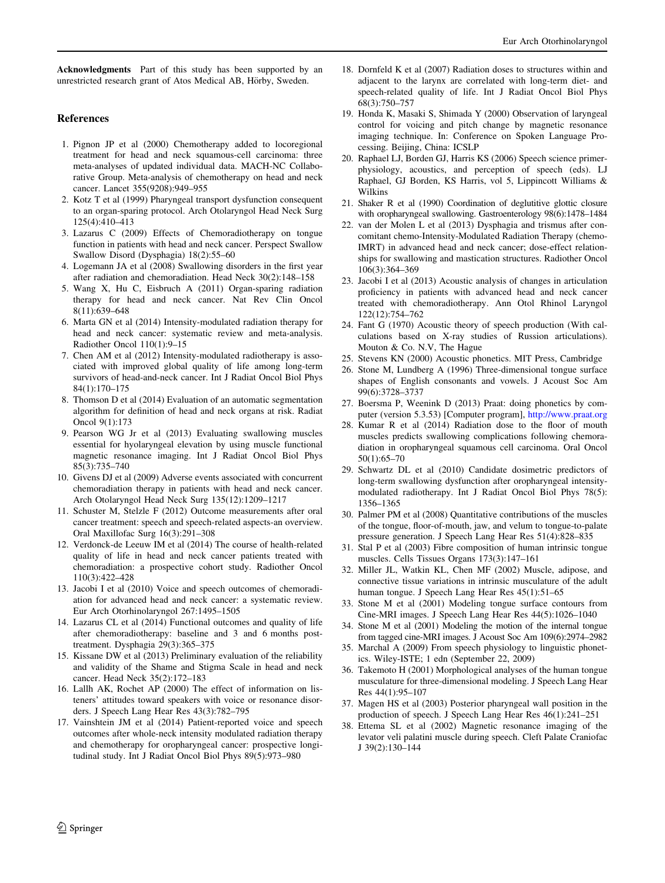**Acknowledgments** Part of this study has been supported by an unrestricted research grant of Atos Medical AB, Hörby, Sweden.

## References

1. Pignon JP et al (2000) Chemotherapy added to locoregional treatment for head and neck squamous-cell carcinoma: three meta-analyses of updated individual data. MACH-NC Collaborative Group. Meta-analysis of chemotherapy on head and neck cancer. Lancet 355(9208):949–955
2. Kotz T et al (1999) Pharyngeal transport dysfunction consequent to an organ-sparing protocol. Arch Otolaryngol Head Neck Surg 125(4):410–413
3. Lazarus C (2009) Effects of Chemoradiotherapy on tongue function in patients with head and neck cancer. Perspect Swallow Swallow Disord (Dysphagia) 18(2):55–60
4. Logemann JA et al (2008) Swallowing disorders in the first year after radiation and chemoradiation. Head Neck 30(2):148–158
5. Wang X, Hu C, Eisbruch A (2011) Organ-sparing radiation therapy for head and neck cancer. Nat Rev Clin Oncol 8(11):639–648
6. Marta GN et al (2014) Intensity-modulated radiation therapy for head and neck cancer: systematic review and meta-analysis. Radiother Oncol 110(1):9–15
7. Chen AM et al (2012) Intensity-modulated radiotherapy is associated with improved global quality of life among long-term survivors of head-and-neck cancer. Int J Radiat Oncol Biol Phys 84(1):170–175
8. Thomson D et al (2014) Evaluation of an automatic segmentation algorithm for definition of head and neck organs at risk. Radiat Oncol 9(1):173
9. Pearson WG Jr et al (2013) Evaluating swallowing muscles essential for hyolaryngeal elevation by using muscle functional magnetic resonance imaging. Int J Radiat Oncol Biol Phys 85(3):735–740
10. Givens DJ et al (2009) Adverse events associated with concurrent chemoradiation therapy in patients with head and neck cancer. Arch Otolaryngol Head Neck Surg 135(12):1209–1217
11. Schuster M, Stelzle F (2012) Outcome measurements after oral cancer treatment: speech and speech-related aspects-an overview. Oral Maxillofac Surg 16(3):291–308
12. Verdonck-de Leeuw IM et al (2014) The course of health-related quality of life in head and neck cancer patients treated with chemoradiation: a prospective cohort study. Radiother Oncol 110(3):422–428
13. Jacobi I et al (2010) Voice and speech outcomes of chemoradiation for advanced head and neck cancer: a systematic review. Eur Arch Otorhinolaryngol 267:1495–1505
14. Lazarus CL et al (2014) Functional outcomes and quality of life after chemoradiotherapy: baseline and 3 and 6 months post-treatment. Dysphagia 29(3):365–375
15. Kissane DW et al (2013) Preliminary evaluation of the reliability and validity of the Shame and Stigma Scale in head and neck cancer. Head Neck 35(2):172–183
16. Lallh AK, Rochet AP (2000) The effect of information on listeners' attitudes toward speakers with voice or resonance disorders. J Speech Lang Hear Res 43(3):782–795
17. Vainshtein JM et al (2014) Patient-reported voice and speech outcomes after whole-neck intensity modulated radiation therapy and chemotherapy for oropharyngeal cancer: prospective longitudinal study. Int J Radiat Oncol Biol Phys 89(5):973–980
18. Dornfeld K et al (2007) Radiation doses to structures within and adjacent to the larynx are correlated with long-term diet- and speech-related quality of life. Int J Radiat Oncol Biol Phys 68(3):750–757
19. Honda K, Masaki S, Shimada Y (2000) Observation of laryngeal control for voicing and pitch change by magnetic resonance imaging technique. In: Conference on Spoken Language Processing. Beijing, China: ICSLP
20. Raphael LJ, Borden GJ, Harris KS (2006) Speech science primer-physiology, acoustics, and perception of speech (eds). LJ Raphael, GJ Borden, KS Harris, vol 5, Lippincott Williams & Wilkins
21. Shaker R et al (1990) Coordination of deglutitive glottic closure with oropharyngeal swallowing. Gastroenterology 98(6):1478–1484
22. van der Molen L et al (2013) Dysphagia and trismus after concomitant chemo-Intensity-Modulated Radiation Therapy (chemo-IMRT) in advanced head and neck cancer; dose-effect relationships for swallowing and mastication structures. Radiother Oncol 106(3):364–369
23. Jacobi I et al (2013) Acoustic analysis of changes in articulation proficiency in patients with advanced head and neck cancer treated with chemoradiotherapy. Ann Otol Rhinol Laryngol 122(12):754–762
24. Fant G (1970) Acoustic theory of speech production (With calculations based on X-ray studies of Russion articulations). Mouton & Co. N.V, The Hague
25. Stevens KN (2000) Acoustic phonetics. MIT Press, Cambridge
26. Stone M, Lundberg A (1996) Three-dimensional tongue surface shapes of English consonants and vowels. J Acoust Soc Am 99(6):3728–3737
27. Boersma P, Weenink D (2013) Praat: doing phonetics by computer (version 5.3.53) [Computer program], http://www.praat.org
28. Kumar R et al (2014) Radiation dose to the floor of mouth muscles predicts swallowing complications following chemoradiation in oropharyngeal squamous cell carcinoma. Oral Oncol 50(1):65–70
29. Schwartz DL et al (2010) Candidate dosimetric predictors of long-term swallowing dysfunction after oropharyngeal intensity-modulated radiotherapy. Int J Radiat Oncol Biol Phys 78(5):1356–1365
30. Palmer PM et al (2008) Quantitative contributions of the muscles of the tongue, floor-of-mouth, jaw, and velum to tongue-to-palate pressure generation. J Speech Lang Hear Res 51(4):828–835
31. Stal P et al (2003) Fibre composition of human intrinsic tongue muscles. Cells Tissues Organs 173(3):147–161
32. Miller JL, Watkin KL, Chen MF (2002) Muscle, adipose, and connective tissue variations in intrinsic musculature of the adult human tongue. J Speech Lang Hear Res 45(1):51–65
33. Stone M et al (2001) Modeling tongue surface contours from Cine-MRI images. J Speech Lang Hear Res 44(5):1026–1040
34. Stone M et al (2001) Modeling the motion of the internal tongue from tagged cine-MRI images. J Acoust Soc Am 109(6):2974–2982
35. Marchal A (2009) From speech physiology to linguistic phonetics. Wiley-ISTE; 1 edn (September 22, 2009)
36. Takemoto H (2001) Morphological analyses of the human tongue musculature for three-dimensional modeling. J Speech Lang Hear Res 44(1):95–107
37. Magen HS et al (2003) Posterior pharyngeal wall position in the production of speech. J Speech Lang Hear Res 46(1):241–251
38. Ettema SL et al (2002) Magnetic resonance imaging of the levator veli palatini muscle during speech. Cleft Palate Craniofac J 39(2):130–144